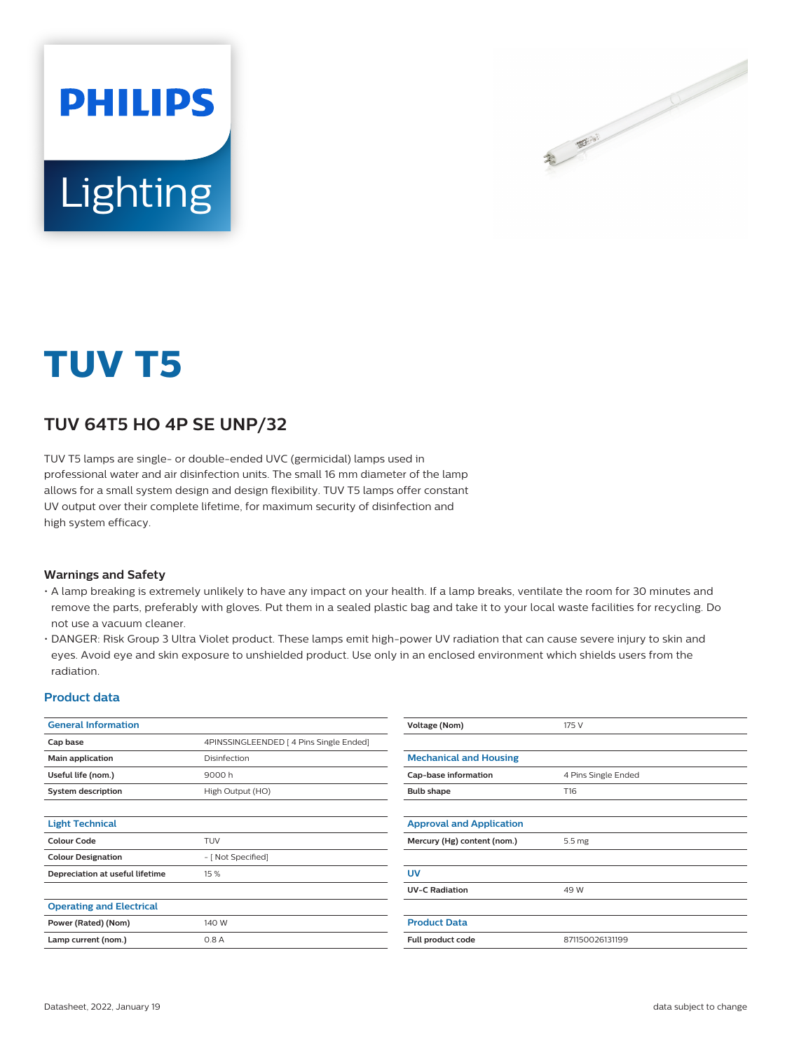# TUV T5

## TUV 64T5 HO 4P SE UNP/32

TUV T5 lamps are single- or double-ended UVC (germicidal) lamps used in professional water and air disinfection units. The small 16 mm diameter of the lamp allows for a small system design and design flexibility. TUV T5 lamps offer constant UV output over their complete lifetime, for maximum security of disinfection and high system efficacy.

### Warnings and Safety

- A lamp breaking is extremely unlikely to have any impact on your health. If a lamp breaks, ventilate the room for 30 minutes and remove the parts, preferably with gloves. Put them in a sealed plastic bag and take it to your local waste facilities for recycling. Do not use a vacuum cleaner.
- DANGER: Risk Group 3 Ultra Violet product. These lamps emit high-power UV radiation that can cause severe injury to skin and eyes. Avoid eye and skin exposure to unshielded product. Use only in an enclosed environment which shields users from the radiation.

## Product data

| General Information | |
|---|---|
| **Cap base** | 4PINSSINGLEENDED [ 4 Pins Single Ended] |
| **Main application** | Disinfection |
| **Useful life (nom.)** | 9000 h |
| **System description** | High Output (HO) |

| Light Technical | |
|---|---|
| **Colour Code** | TUV |
| **Colour Designation** | - [ Not Specified] |
| **Depreciation at useful lifetime** | 15 % |

| Operating and Electrical | |
|---|---|
| **Power (Rated) (Nom)** | 140 W |
| **Lamp current (nom.)** | 0.8 A |
| **Voltage (Nom)** | 175 V |

| Mechanical and Housing | |
|---|---|
| **Cap-base information** | 4 Pins Single Ended |
| **Bulb shape** | T16 |

| Approval and Application | |
|---|---|
| **Mercury (Hg) content (nom.)** | 5.5 mg |

| UV | |
|---|---|
| **UV-C Radiation** | 49 W |

| Product Data | |
|---|---|
| **Full product code** | 871150026131199 |

Datasheet, 2022, January 19

data subject to change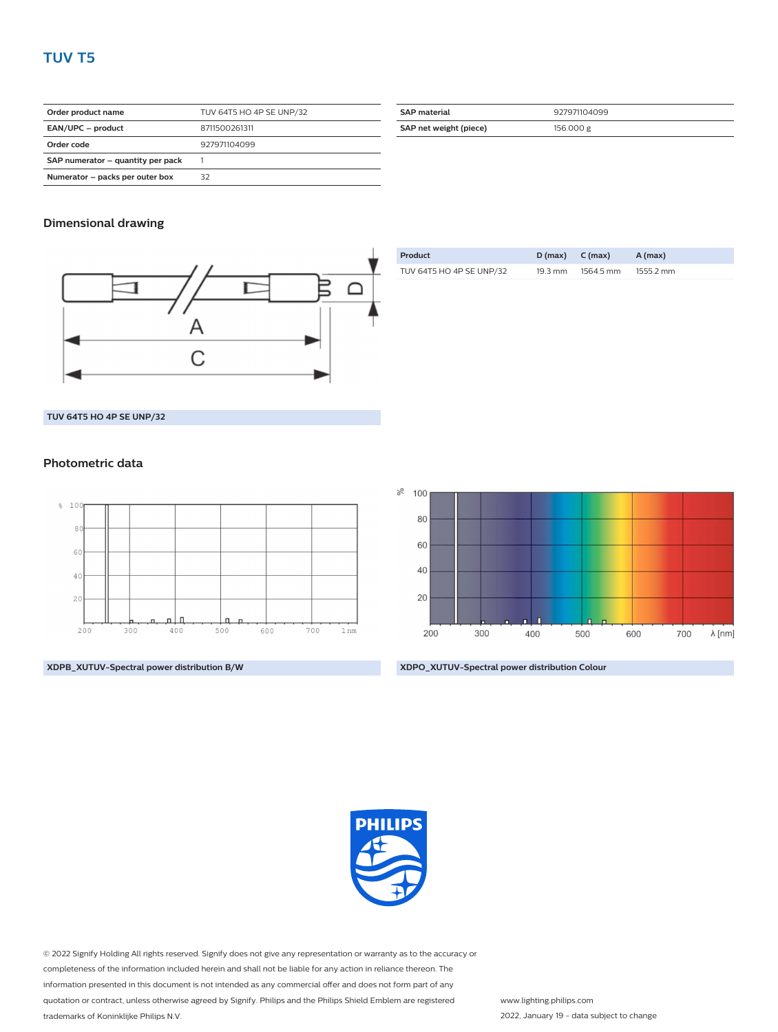# TUV T5

| | |
|---|---|
| **Order product name** | TUV 64T5 HO 4P SE UNP/32 |
| **EAN/UPC – product** | 8711500261311 |
| **Order code** | 927971104099 |
| **SAP numerator – quantity per pack** | 1 |
| **Numerator – packs per outer box** | 32 |

| | |
|---|---|
| **SAP material** | 927971104099 |
| **SAP net weight (piece)** | 156.000 g |

## Dimensional drawing

A

C

D

| Product | D (max) | C (max) | A (max) |
|---|---|---|---|
| TUV 64T5 HO 4P SE UNP/32 | 19.3 mm | 1564.5 mm | 1555.2 mm |

**TUV 64T5 HO 4P SE UNP/32**

## Photometric data

%
100
80
60
40
20
200
300
400
500
600
700
l nm

**XDPB_XUTUV-Spectral power distribution B/W**

%
100
80
60
40
20
200
300
400
500
600
700
λ [nm]

**XDPO_XUTUV-Spectral power distribution Colour**

© 2022 Signify Holding All rights reserved. Signify does not give any representation or warranty as to the accuracy or completeness of the information included herein and shall not be liable for any action in reliance thereon. The information presented in this document is not intended as any commercial offer and does not form part of any quotation or contract, unless otherwise agreed by Signify. Philips and the Philips Shield Emblem are registered trademarks of Koninklijke Philips N.V.

www.lighting.philips.com

2022, January 19 - data subject to change